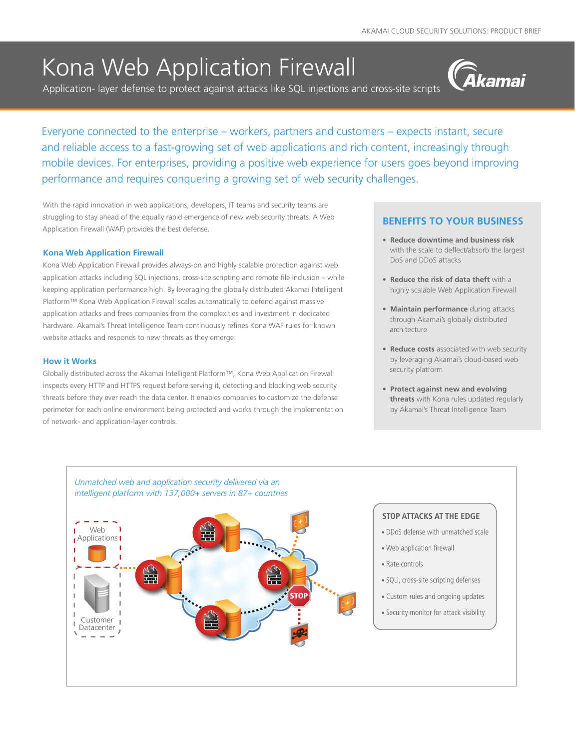# Kona Web Application Firewall

Application- layer defense to protect against attacks like SQL injections and cross-site scripts

Everyone connected to the enterprise – workers, partners and customers – expects instant, secure and reliable access to a fast-growing set of web applications and rich content, increasingly through mobile devices. For enterprises, providing a positive web experience for users goes beyond improving performance and requires conquering a growing set of web security challenges.

With the rapid innovation in web applications, developers, IT teams and security teams are struggling to stay ahead of the equally rapid emergence of new web security threats. A Web Application Firewall (WAF) provides the best defense.

### Kona Web Application Firewall

Kona Web Application Firewall provides always-on and highly scalable protection against web application attacks including SQL injections, cross-site scripting and remote file inclusion – while keeping application performance high. By leveraging the globally distributed Akamai Intelligent Platform™ Kona Web Application Firewall scales automatically to defend against massive application attacks and frees companies from the complexities and investment in dedicated hardware. Akamai's Threat Intelligence Team continuously refines Kona WAF rules for known website attacks and responds to new threats as they emerge.

### How it Works

Globally distributed across the Akamai Intelligent Platform™, Kona Web Application Firewall inspects every HTTP and HTTPS request before serving it, detecting and blocking web security threats before they ever reach the data center. It enables companies to customize the defense perimeter for each online environment being protected and works through the implementation of network- and application-layer controls.

## BENEFITS TO YOUR BUSINESS

- **Reduce downtime and business risk** with the scale to deflect/absorb the largest DoS and DDoS attacks
- **Reduce the risk of data theft** with a highly scalable Web Application Firewall
- **Maintain performance** during attacks through Akamai's globally distributed architecture
- **Reduce costs** associated with web security by leveraging Akamai's cloud-based web security platform
- **Protect against new and evolving threats** with Kona rules updated regularly by Akamai's Threat Intelligence Team

*Unmatched web and application security delivered via an intelligent platform with 137,000+ servers in 87+ countries*

Web Applications

Customer Datacenter

STOP

### STOP ATTACKS AT THE EDGE

- DDoS defense with unmatched scale
- Web application firewall
- Rate controls
- SQLi, cross-site scripting defenses
- Custom rules and ongoing updates
- Security monitor for attack visibility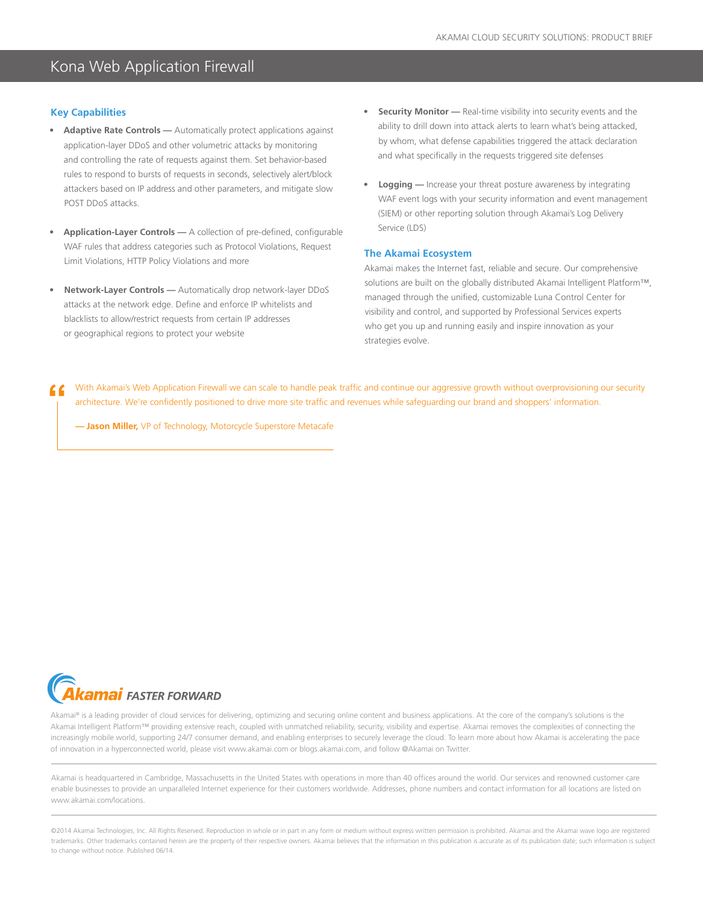# Kona Web Application Firewall

## Key Capabilities

- **Adaptive Rate Controls —** Automatically protect applications against application-layer DDoS and other volumetric attacks by monitoring and controlling the rate of requests against them. Set behavior-based rules to respond to bursts of requests in seconds, selectively alert/block attackers based on IP address and other parameters, and mitigate slow POST DDoS attacks.

- **Application-Layer Controls —** A collection of pre-defined, configurable WAF rules that address categories such as Protocol Violations, Request Limit Violations, HTTP Policy Violations and more

- **Network-Layer Controls —** Automatically drop network-layer DDoS attacks at the network edge. Define and enforce IP whitelists and blacklists to allow/restrict requests from certain IP addresses or geographical regions to protect your website

- **Security Monitor —** Real-time visibility into security events and the ability to drill down into attack alerts to learn what's being attacked, by whom, what defense capabilities triggered the attack declaration and what specifically in the requests triggered site defenses

- **Logging —** Increase your threat posture awareness by integrating WAF event logs with your security information and event management (SIEM) or other reporting solution through Akamai's Log Delivery Service (LDS)

## The Akamai Ecosystem

Akamai makes the Internet fast, reliable and secure. Our comprehensive solutions are built on the globally distributed Akamai Intelligent Platform™, managed through the unified, customizable Luna Control Center for visibility and control, and supported by Professional Services experts who get you up and running easily and inspire innovation as your strategies evolve.

> With Akamai's Web Application Firewall we can scale to handle peak traffic and continue our aggressive growth without overprovisioning our security architecture. We're confidently positioned to drive more site traffic and revenues while safeguarding our brand and shoppers' information.
>
> **— Jason Miller,** VP of Technology, Motorcycle Superstore Metacafe

Akamai FASTER FORWARD

Akamai® is a leading provider of cloud services for delivering, optimizing and securing online content and business applications. At the core of the company's solutions is the Akamai Intelligent Platform™ providing extensive reach, coupled with unmatched reliability, security, visibility and expertise. Akamai removes the complexities of connecting the increasingly mobile world, supporting 24/7 consumer demand, and enabling enterprises to securely leverage the cloud. To learn more about how Akamai is accelerating the pace of innovation in a hyperconnected world, please visit www.akamai.com or blogs.akamai.com, and follow @Akamai on Twitter.

Akamai is headquartered in Cambridge, Massachusetts in the United States with operations in more than 40 offices around the world. Our services and renowned customer care enable businesses to provide an unparalleled Internet experience for their customers worldwide. Addresses, phone numbers and contact information for all locations are listed on www.akamai.com/locations.

©2014 Akamai Technologies, Inc. All Rights Reserved. Reproduction in whole or in part in any form or medium without express written permission is prohibited. Akamai and the Akamai wave logo are registered trademarks. Other trademarks contained herein are the property of their respective owners. Akamai believes that the information in this publication is accurate as of its publication date; such information is subject to change without notice. Published 06/14.